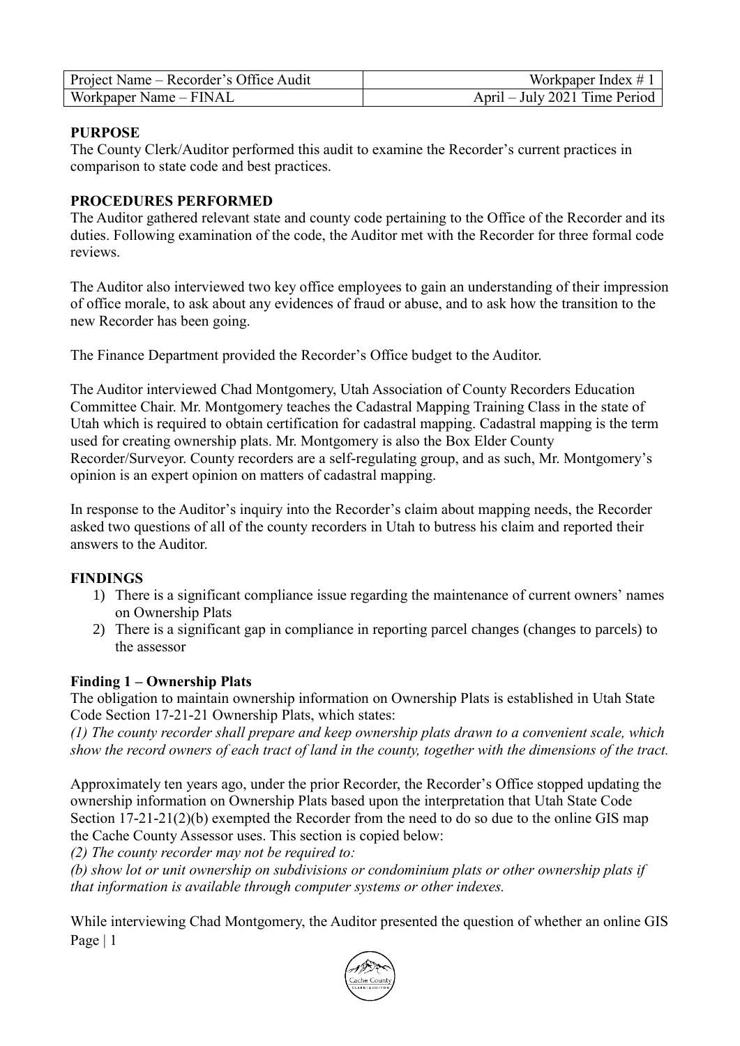| Project Name – Recorder's Office Audit | Workpaper Index # 1 |
| --- | --- |
| Workpaper Name – FINAL | April – July 2021 Time Period |

**PURPOSE**

The County Clerk/Auditor performed this audit to examine the Recorder's current practices in comparison to state code and best practices.

**PROCEDURES PERFORMED**

The Auditor gathered relevant state and county code pertaining to the Office of the Recorder and its duties. Following examination of the code, the Auditor met with the Recorder for three formal code reviews.

The Auditor also interviewed two key office employees to gain an understanding of their impression of office morale, to ask about any evidences of fraud or abuse, and to ask how the transition to the new Recorder has been going.

The Finance Department provided the Recorder's Office budget to the Auditor.

The Auditor interviewed Chad Montgomery, Utah Association of County Recorders Education Committee Chair. Mr. Montgomery teaches the Cadastral Mapping Training Class in the state of Utah which is required to obtain certification for cadastral mapping. Cadastral mapping is the term used for creating ownership plats. Mr. Montgomery is also the Box Elder County Recorder/Surveyor. County recorders are a self-regulating group, and as such, Mr. Montgomery's opinion is an expert opinion on matters of cadastral mapping.

In response to the Auditor's inquiry into the Recorder's claim about mapping needs, the Recorder asked two questions of all of the county recorders in Utah to butress his claim and reported their answers to the Auditor.

**FINDINGS**

1) There is a significant compliance issue regarding the maintenance of current owners' names on Ownership Plats
2) There is a significant gap in compliance in reporting parcel changes (changes to parcels) to the assessor

**Finding 1 – Ownership Plats**

The obligation to maintain ownership information on Ownership Plats is established in Utah State Code Section 17-21-21 Ownership Plats, which states:

*(1) The county recorder shall prepare and keep ownership plats drawn to a convenient scale, which show the record owners of each tract of land in the county, together with the dimensions of the tract.*

Approximately ten years ago, under the prior Recorder, the Recorder's Office stopped updating the ownership information on Ownership Plats based upon the interpretation that Utah State Code Section 17-21-21(2)(b) exempted the Recorder from the need to do so due to the online GIS map the Cache County Assessor uses. This section is copied below:

*(2) The county recorder may not be required to:*

*(b) show lot or unit ownership on subdivisions or condominium plats or other ownership plats if that information is available through computer systems or other indexes.*

While interviewing Chad Montgomery, the Auditor presented the question of whether an online GIS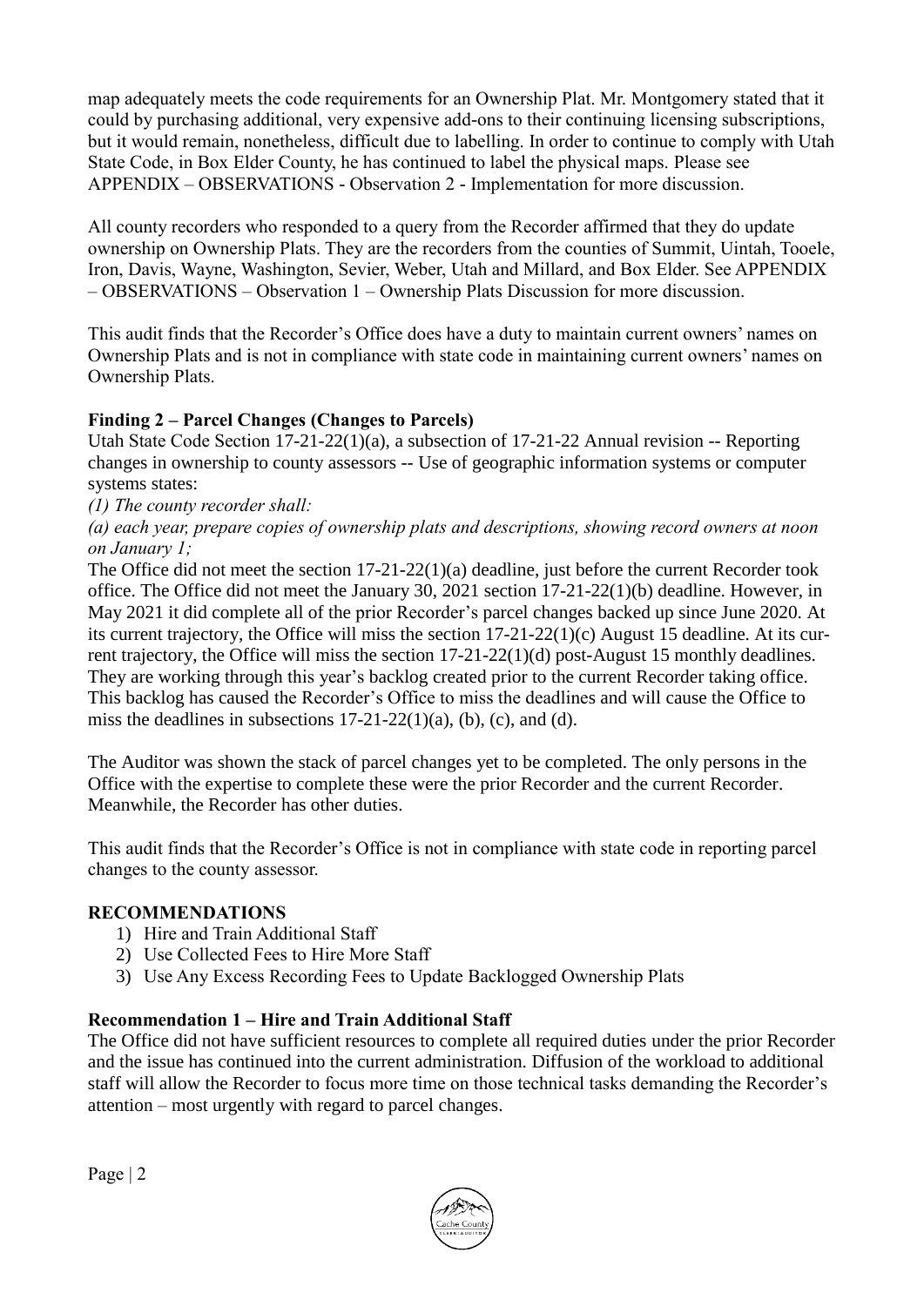map adequately meets the code requirements for an Ownership Plat. Mr. Montgomery stated that it could by purchasing additional, very expensive add-ons to their continuing licensing subscriptions, but it would remain, nonetheless, difficult due to labelling. In order to continue to comply with Utah State Code, in Box Elder County, he has continued to label the physical maps. Please see APPENDIX – OBSERVATIONS - Observation 2 - Implementation for more discussion.

All county recorders who responded to a query from the Recorder affirmed that they do update ownership on Ownership Plats. They are the recorders from the counties of Summit, Uintah, Tooele, Iron, Davis, Wayne, Washington, Sevier, Weber, Utah and Millard, and Box Elder. See APPENDIX – OBSERVATIONS – Observation 1 – Ownership Plats Discussion for more discussion.

This audit finds that the Recorder's Office does have a duty to maintain current owners' names on Ownership Plats and is not in compliance with state code in maintaining current owners' names on Ownership Plats.

**Finding 2 – Parcel Changes (Changes to Parcels)**

Utah State Code Section 17-21-22(1)(a), a subsection of 17-21-22 Annual revision -- Reporting changes in ownership to county assessors -- Use of geographic information systems or computer systems states:

*(1) The county recorder shall:*

*(a) each year, prepare copies of ownership plats and descriptions, showing record owners at noon on January 1;*

The Office did not meet the section 17-21-22(1)(a) deadline, just before the current Recorder took office. The Office did not meet the January 30, 2021 section 17-21-22(1)(b) deadline. However, in May 2021 it did complete all of the prior Recorder's parcel changes backed up since June 2020. At its current trajectory, the Office will miss the section 17-21-22(1)(c) August 15 deadline. At its current trajectory, the Office will miss the section 17-21-22(1)(d) post-August 15 monthly deadlines. They are working through this year's backlog created prior to the current Recorder taking office. This backlog has caused the Recorder's Office to miss the deadlines and will cause the Office to miss the deadlines in subsections 17-21-22(1)(a), (b), (c), and (d).

The Auditor was shown the stack of parcel changes yet to be completed. The only persons in the Office with the expertise to complete these were the prior Recorder and the current Recorder. Meanwhile, the Recorder has other duties.

This audit finds that the Recorder's Office is not in compliance with state code in reporting parcel changes to the county assessor.

**RECOMMENDATIONS**

1) Hire and Train Additional Staff
2) Use Collected Fees to Hire More Staff
3) Use Any Excess Recording Fees to Update Backlogged Ownership Plats

**Recommendation 1 – Hire and Train Additional Staff**

The Office did not have sufficient resources to complete all required duties under the prior Recorder and the issue has continued into the current administration. Diffusion of the workload to additional staff will allow the Recorder to focus more time on those technical tasks demanding the Recorder's attention – most urgently with regard to parcel changes.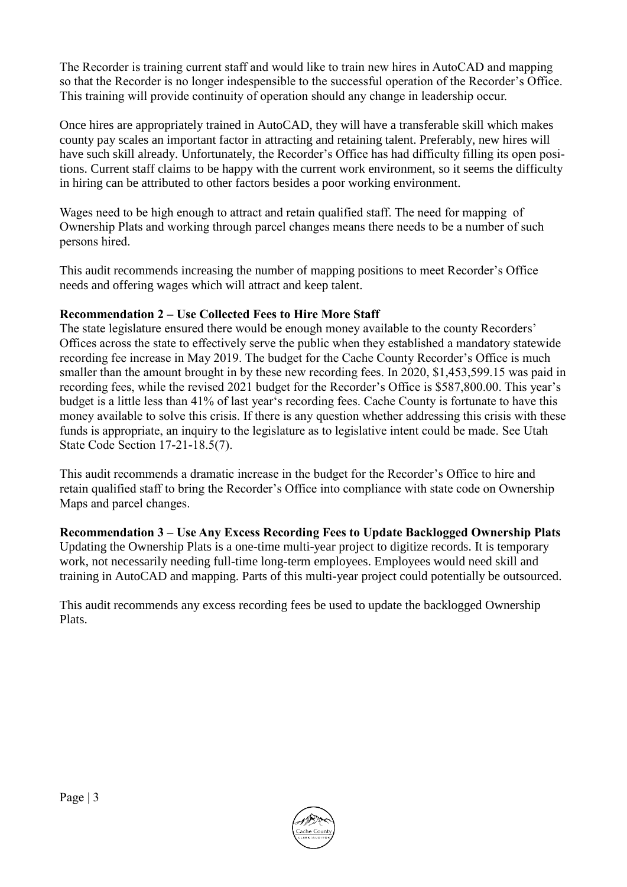The Recorder is training current staff and would like to train new hires in AutoCAD and mapping so that the Recorder is no longer indespensible to the successful operation of the Recorder's Office. This training will provide continuity of operation should any change in leadership occur.

Once hires are appropriately trained in AutoCAD, they will have a transferable skill which makes county pay scales an important factor in attracting and retaining talent. Preferably, new hires will have such skill already. Unfortunately, the Recorder's Office has had difficulty filling its open positions. Current staff claims to be happy with the current work environment, so it seems the difficulty in hiring can be attributed to other factors besides a poor working environment.

Wages need to be high enough to attract and retain qualified staff. The need for mapping of Ownership Plats and working through parcel changes means there needs to be a number of such persons hired.

This audit recommends increasing the number of mapping positions to meet Recorder's Office needs and offering wages which will attract and keep talent.

**Recommendation 2 – Use Collected Fees to Hire More Staff**

The state legislature ensured there would be enough money available to the county Recorders' Offices across the state to effectively serve the public when they established a mandatory statewide recording fee increase in May 2019. The budget for the Cache County Recorder's Office is much smaller than the amount brought in by these new recording fees. In 2020, $1,453,599.15 was paid in recording fees, while the revised 2021 budget for the Recorder's Office is $587,800.00. This year's budget is a little less than 41% of last year's recording fees. Cache County is fortunate to have this money available to solve this crisis. If there is any question whether addressing this crisis with these funds is appropriate, an inquiry to the legislature as to legislative intent could be made. See Utah State Code Section 17-21-18.5(7).

This audit recommends a dramatic increase in the budget for the Recorder's Office to hire and retain qualified staff to bring the Recorder's Office into compliance with state code on Ownership Maps and parcel changes.

**Recommendation 3 – Use Any Excess Recording Fees to Update Backlogged Ownership Plats**

Updating the Ownership Plats is a one-time multi-year project to digitize records. It is temporary work, not necessarily needing full-time long-term employees. Employees would need skill and training in AutoCAD and mapping. Parts of this multi-year project could potentially be outsourced.

This audit recommends any excess recording fees be used to update the backlogged Ownership Plats.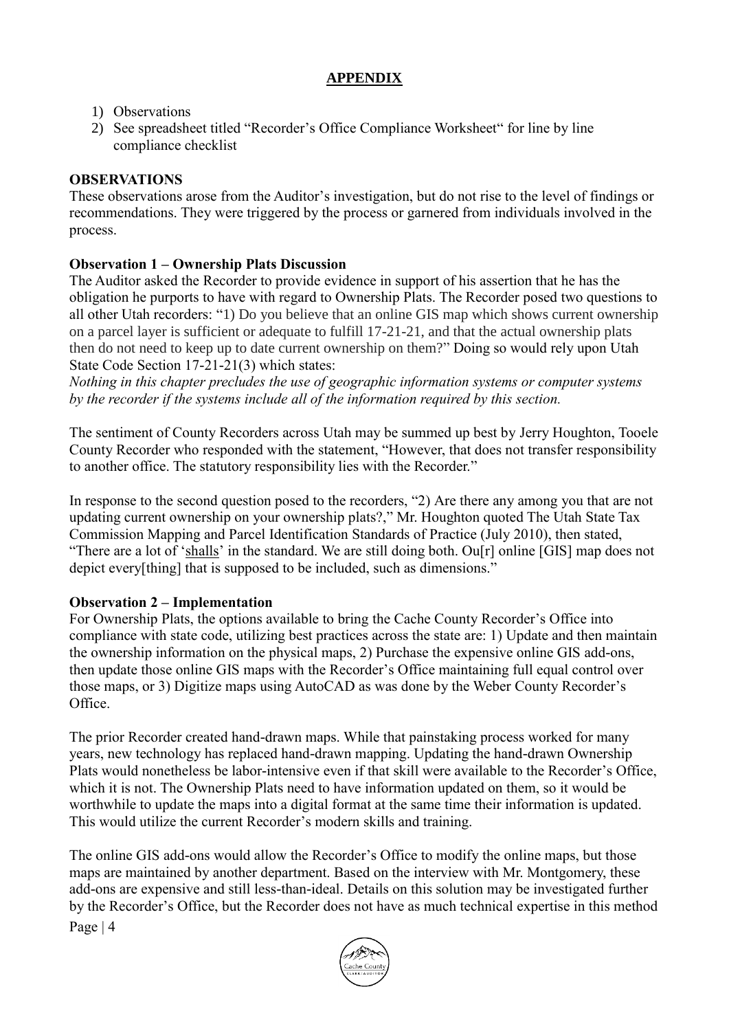## APPENDIX

1) Observations
2) See spreadsheet titled "Recorder's Office Compliance Worksheet" for line by line compliance checklist

### OBSERVATIONS

These observations arose from the Auditor's investigation, but do not rise to the level of findings or recommendations. They were triggered by the process or garnered from individuals involved in the process.

**Observation 1 – Ownership Plats Discussion**

The Auditor asked the Recorder to provide evidence in support of his assertion that he has the obligation he purports to have with regard to Ownership Plats. The Recorder posed two questions to all other Utah recorders: "1) Do you believe that an online GIS map which shows current ownership on a parcel layer is sufficient or adequate to fulfill 17-21-21, and that the actual ownership plats then do not need to keep up to date current ownership on them?" Doing so would rely upon Utah State Code Section 17-21-21(3) which states:

*Nothing in this chapter precludes the use of geographic information systems or computer systems by the recorder if the systems include all of the information required by this section.*

The sentiment of County Recorders across Utah may be summed up best by Jerry Houghton, Tooele County Recorder who responded with the statement, "However, that does not transfer responsibility to another office. The statutory responsibility lies with the Recorder."

In response to the second question posed to the recorders, "2) Are there any among you that are not updating current ownership on your ownership plats?," Mr. Houghton quoted The Utah State Tax Commission Mapping and Parcel Identification Standards of Practice (July 2010), then stated, "There are a lot of 'shalls' in the standard. We are still doing both. Ou[r] online [GIS] map does not depict every[thing] that is supposed to be included, such as dimensions."

**Observation 2 – Implementation**

For Ownership Plats, the options available to bring the Cache County Recorder's Office into compliance with state code, utilizing best practices across the state are: 1) Update and then maintain the ownership information on the physical maps, 2) Purchase the expensive online GIS add-ons, then update those online GIS maps with the Recorder's Office maintaining full equal control over those maps, or 3) Digitize maps using AutoCAD as was done by the Weber County Recorder's Office.

The prior Recorder created hand-drawn maps. While that painstaking process worked for many years, new technology has replaced hand-drawn mapping. Updating the hand-drawn Ownership Plats would nonetheless be labor-intensive even if that skill were available to the Recorder's Office, which it is not. The Ownership Plats need to have information updated on them, so it would be worthwhile to update the maps into a digital format at the same time their information is updated. This would utilize the current Recorder's modern skills and training.

The online GIS add-ons would allow the Recorder's Office to modify the online maps, but those maps are maintained by another department. Based on the interview with Mr. Montgomery, these add-ons are expensive and still less-than-ideal. Details on this solution may be investigated further by the Recorder's Office, but the Recorder does not have as much technical expertise in this method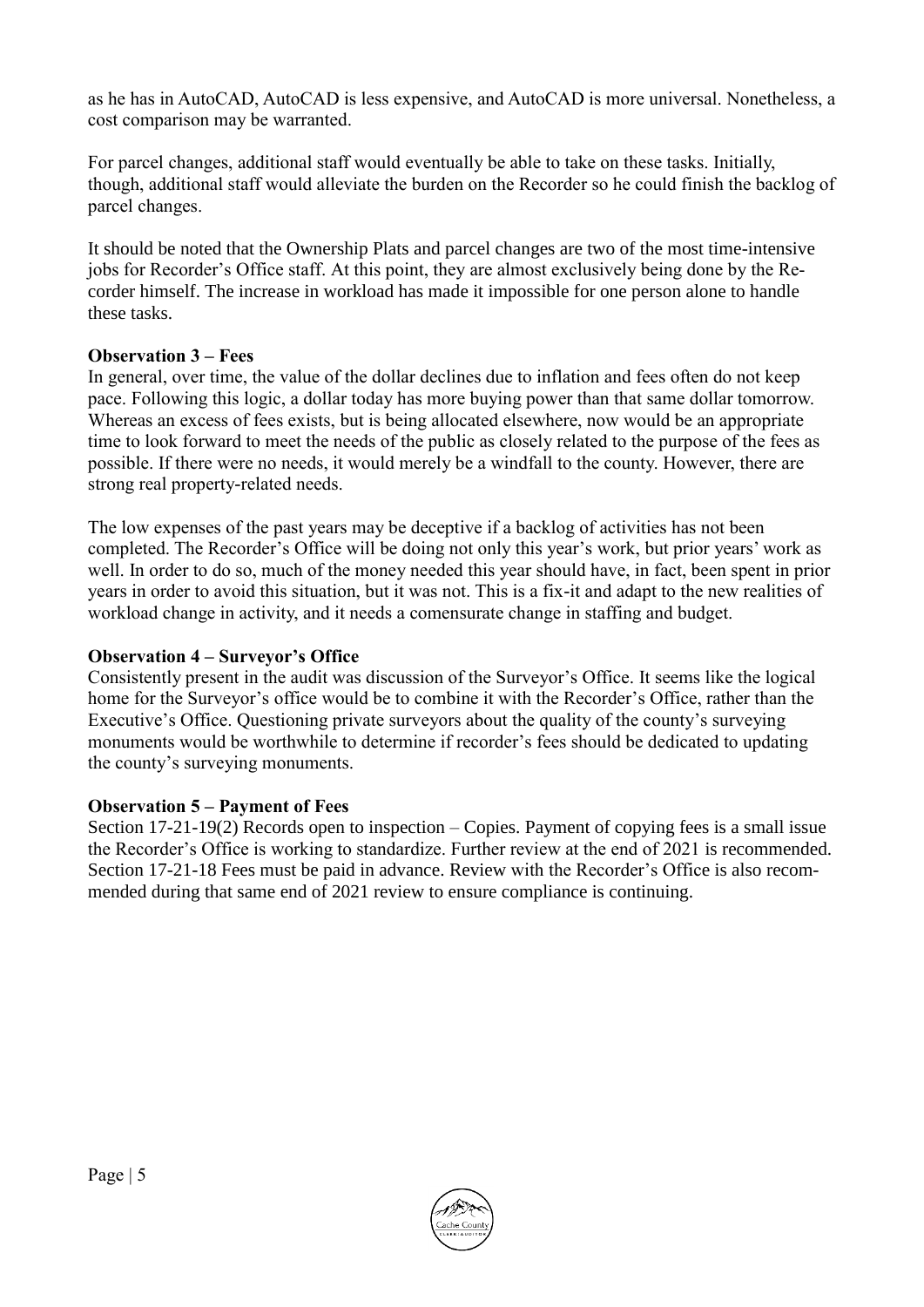as he has in AutoCAD, AutoCAD is less expensive, and AutoCAD is more universal. Nonetheless, a cost comparison may be warranted.

For parcel changes, additional staff would eventually be able to take on these tasks. Initially, though, additional staff would alleviate the burden on the Recorder so he could finish the backlog of parcel changes.

It should be noted that the Ownership Plats and parcel changes are two of the most time-intensive jobs for Recorder's Office staff. At this point, they are almost exclusively being done by the Recorder himself. The increase in workload has made it impossible for one person alone to handle these tasks.

**Observation 3 – Fees**

In general, over time, the value of the dollar declines due to inflation and fees often do not keep pace. Following this logic, a dollar today has more buying power than that same dollar tomorrow. Whereas an excess of fees exists, but is being allocated elsewhere, now would be an appropriate time to look forward to meet the needs of the public as closely related to the purpose of the fees as possible. If there were no needs, it would merely be a windfall to the county. However, there are strong real property-related needs.

The low expenses of the past years may be deceptive if a backlog of activities has not been completed. The Recorder's Office will be doing not only this year's work, but prior years' work as well. In order to do so, much of the money needed this year should have, in fact, been spent in prior years in order to avoid this situation, but it was not. This is a fix-it and adapt to the new realities of workload change in activity, and it needs a comensurate change in staffing and budget.

**Observation 4 – Surveyor's Office**

Consistently present in the audit was discussion of the Surveyor's Office. It seems like the logical home for the Surveyor's office would be to combine it with the Recorder's Office, rather than the Executive's Office. Questioning private surveyors about the quality of the county's surveying monuments would be worthwhile to determine if recorder's fees should be dedicated to updating the county's surveying monuments.

**Observation 5 – Payment of Fees**

Section 17-21-19(2) Records open to inspection – Copies. Payment of copying fees is a small issue the Recorder's Office is working to standardize. Further review at the end of 2021 is recommended. Section 17-21-18 Fees must be paid in advance. Review with the Recorder's Office is also recommended during that same end of 2021 review to ensure compliance is continuing.